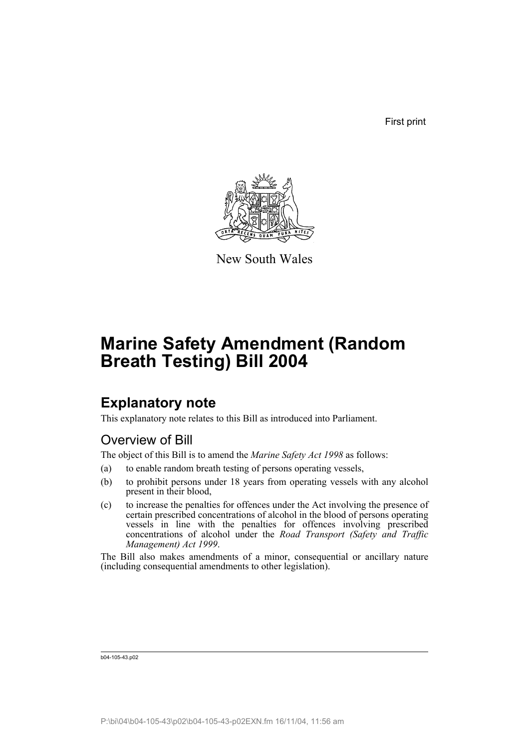First print

New South Wales

# Marine Safety Amendment (Random Breath Testing) Bill 2004

## Explanatory note

This explanatory note relates to this Bill as introduced into Parliament.

### Overview of Bill

The object of this Bill is to amend the *Marine Safety Act 1998* as follows:

(a) to enable random breath testing of persons operating vessels,

(b) to prohibit persons under 18 years from operating vessels with any alcohol present in their blood,

(c) to increase the penalties for offences under the Act involving the presence of certain prescribed concentrations of alcohol in the blood of persons operating vessels in line with the penalties for offences involving prescribed concentrations of alcohol under the *Road Transport (Safety and Traffic Management) Act 1999*.

The Bill also makes amendments of a minor, consequential or ancillary nature (including consequential amendments to other legislation).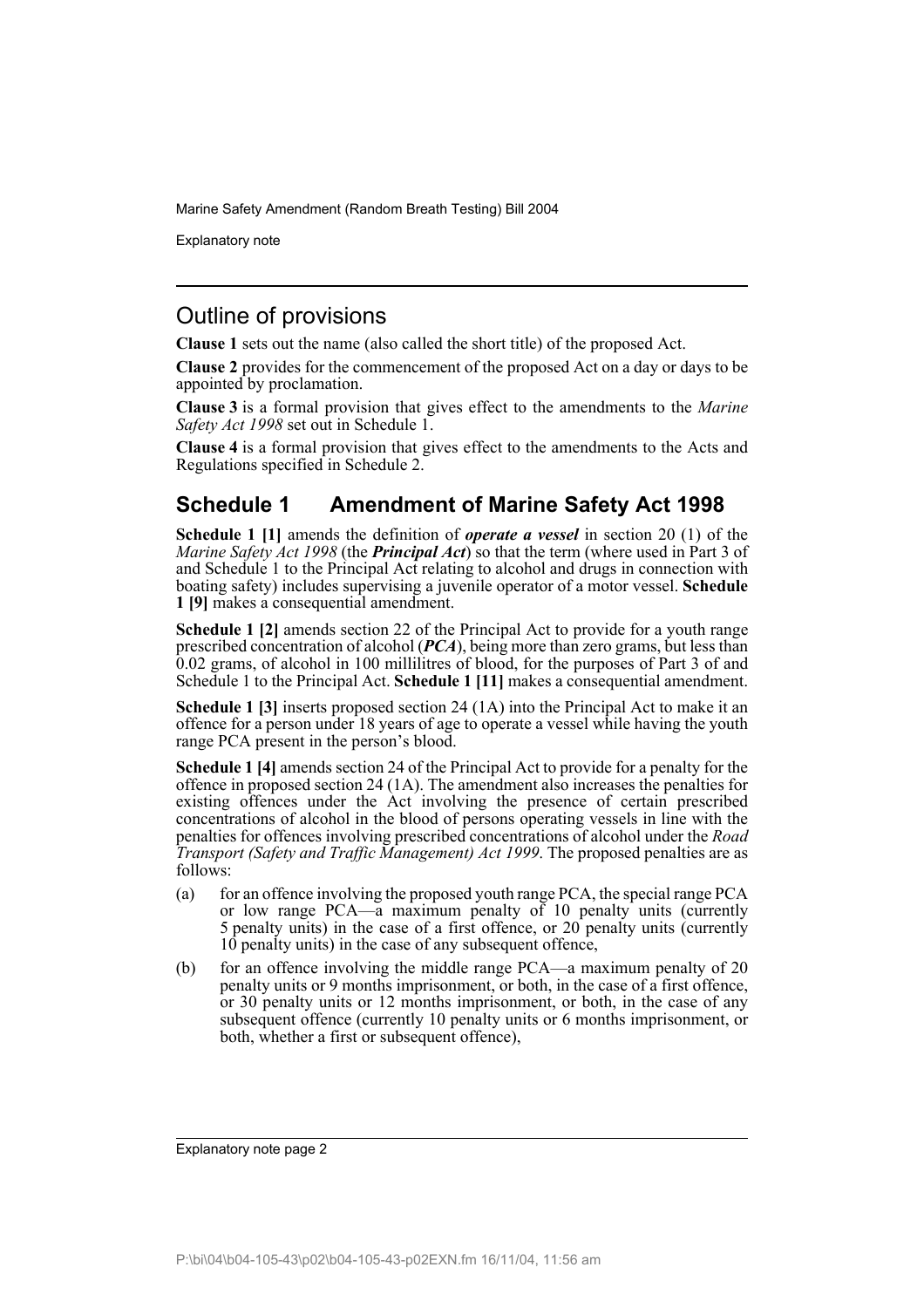## Outline of provisions

**Clause 1** sets out the name (also called the short title) of the proposed Act.

**Clause 2** provides for the commencement of the proposed Act on a day or days to be appointed by proclamation.

**Clause 3** is a formal provision that gives effect to the amendments to the *Marine Safety Act 1998* set out in Schedule 1.

**Clause 4** is a formal provision that gives effect to the amendments to the Acts and Regulations specified in Schedule 2.

## Schedule 1 Amendment of Marine Safety Act 1998

**Schedule 1 [1]** amends the definition of ***operate a vessel*** in section 20 (1) of the *Marine Safety Act 1998* (the ***Principal Act***) so that the term (where used in Part 3 of and Schedule 1 to the Principal Act relating to alcohol and drugs in connection with boating safety) includes supervising a juvenile operator of a motor vessel. **Schedule 1 [9]** makes a consequential amendment.

**Schedule 1 [2]** amends section 22 of the Principal Act to provide for a youth range prescribed concentration of alcohol (***PCA***), being more than zero grams, but less than 0.02 grams, of alcohol in 100 millilitres of blood, for the purposes of Part 3 of and Schedule 1 to the Principal Act. **Schedule 1 [11]** makes a consequential amendment.

**Schedule 1 [3]** inserts proposed section 24 (1A) into the Principal Act to make it an offence for a person under 18 years of age to operate a vessel while having the youth range PCA present in the person's blood.

**Schedule 1 [4]** amends section 24 of the Principal Act to provide for a penalty for the offence in proposed section 24 (1A). The amendment also increases the penalties for existing offences under the Act involving the presence of certain prescribed concentrations of alcohol in the blood of persons operating vessels in line with the penalties for offences involving prescribed concentrations of alcohol under the *Road Transport (Safety and Traffic Management) Act 1999*. The proposed penalties are as follows:

(a) for an offence involving the proposed youth range PCA, the special range PCA or low range PCA—a maximum penalty of 10 penalty units (currently 5 penalty units) in the case of a first offence, or 20 penalty units (currently 10 penalty units) in the case of any subsequent offence,

(b) for an offence involving the middle range PCA—a maximum penalty of 20 penalty units or 9 months imprisonment, or both, in the case of a first offence, or 30 penalty units or 12 months imprisonment, or both, in the case of any subsequent offence (currently 10 penalty units or 6 months imprisonment, or both, whether a first or subsequent offence),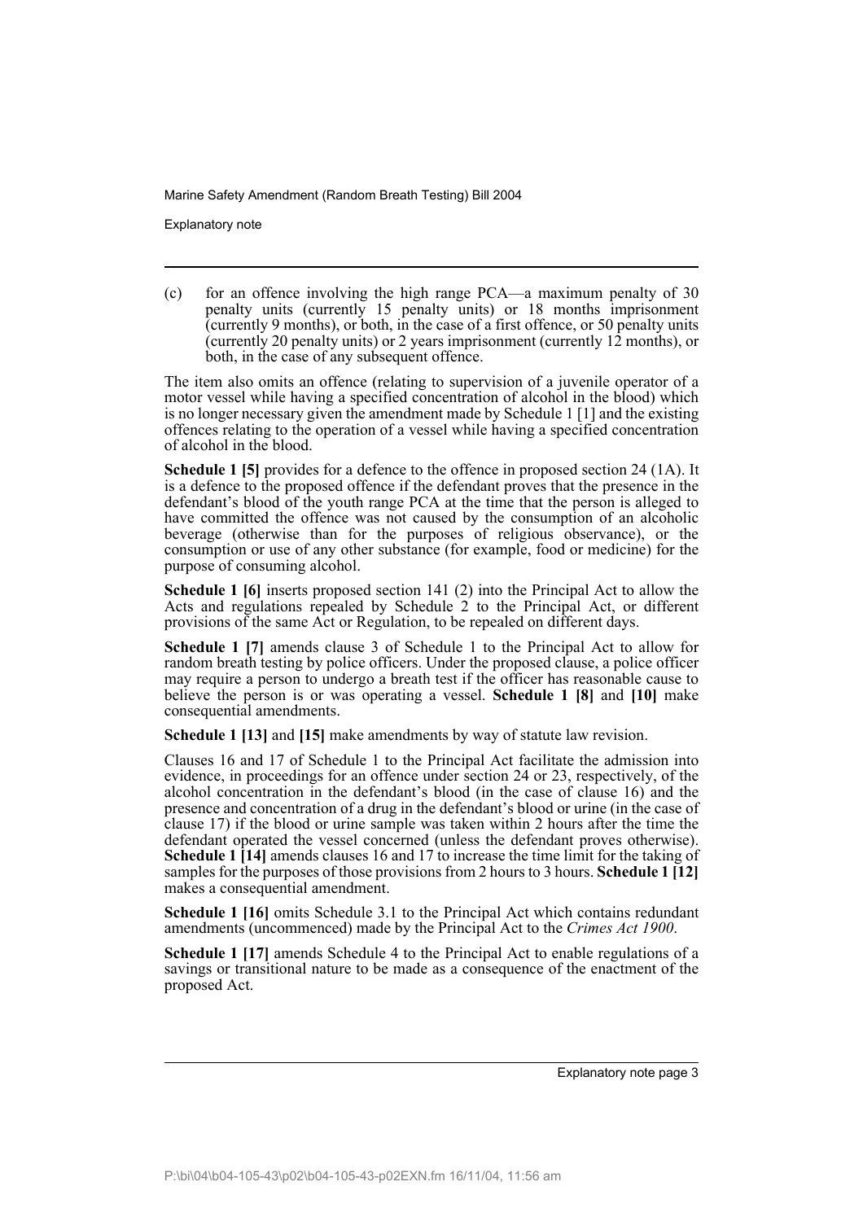(c) for an offence involving the high range PCA—a maximum penalty of 30 penalty units (currently 15 penalty units) or 18 months imprisonment (currently 9 months), or both, in the case of a first offence, or 50 penalty units (currently 20 penalty units) or 2 years imprisonment (currently 12 months), or both, in the case of any subsequent offence.

The item also omits an offence (relating to supervision of a juvenile operator of a motor vessel while having a specified concentration of alcohol in the blood) which is no longer necessary given the amendment made by Schedule 1 [1] and the existing offences relating to the operation of a vessel while having a specified concentration of alcohol in the blood.

**Schedule 1 [5]** provides for a defence to the offence in proposed section 24 (1A). It is a defence to the proposed offence if the defendant proves that the presence in the defendant's blood of the youth range PCA at the time that the person is alleged to have committed the offence was not caused by the consumption of an alcoholic beverage (otherwise than for the purposes of religious observance), or the consumption or use of any other substance (for example, food or medicine) for the purpose of consuming alcohol.

**Schedule 1 [6]** inserts proposed section 141 (2) into the Principal Act to allow the Acts and regulations repealed by Schedule 2 to the Principal Act, or different provisions of the same Act or Regulation, to be repealed on different days.

**Schedule 1 [7]** amends clause 3 of Schedule 1 to the Principal Act to allow for random breath testing by police officers. Under the proposed clause, a police officer may require a person to undergo a breath test if the officer has reasonable cause to believe the person is or was operating a vessel. **Schedule 1 [8]** and **[10]** make consequential amendments.

**Schedule 1 [13]** and **[15]** make amendments by way of statute law revision.

Clauses 16 and 17 of Schedule 1 to the Principal Act facilitate the admission into evidence, in proceedings for an offence under section 24 or 23, respectively, of the alcohol concentration in the defendant's blood (in the case of clause 16) and the presence and concentration of a drug in the defendant's blood or urine (in the case of clause 17) if the blood or urine sample was taken within 2 hours after the time the defendant operated the vessel concerned (unless the defendant proves otherwise). **Schedule 1 [14]** amends clauses 16 and 17 to increase the time limit for the taking of samples for the purposes of those provisions from 2 hours to 3 hours. **Schedule 1 [12]** makes a consequential amendment.

**Schedule 1 [16]** omits Schedule 3.1 to the Principal Act which contains redundant amendments (uncommenced) made by the Principal Act to the *Crimes Act 1900*.

**Schedule 1 [17]** amends Schedule 4 to the Principal Act to enable regulations of a savings or transitional nature to be made as a consequence of the enactment of the proposed Act.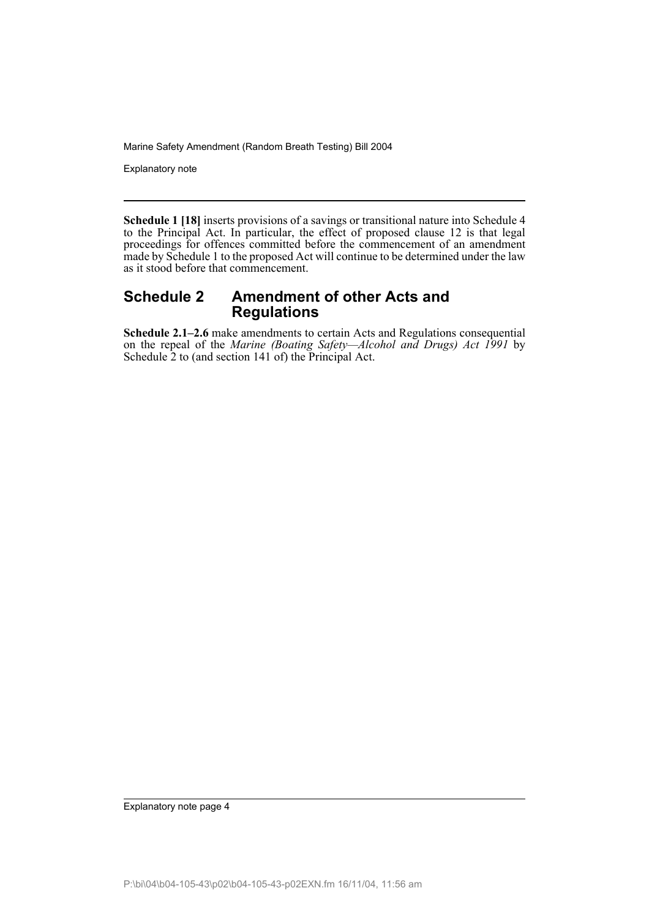**Schedule 1 [18]** inserts provisions of a savings or transitional nature into Schedule 4 to the Principal Act. In particular, the effect of proposed clause 12 is that legal proceedings for offences committed before the commencement of an amendment made by Schedule 1 to the proposed Act will continue to be determined under the law as it stood before that commencement.

## Schedule 2 Amendment of other Acts and Regulations

**Schedule 2.1–2.6** make amendments to certain Acts and Regulations consequential on the repeal of the *Marine (Boating Safety—Alcohol and Drugs) Act 1991* by Schedule 2 to (and section 141 of) the Principal Act.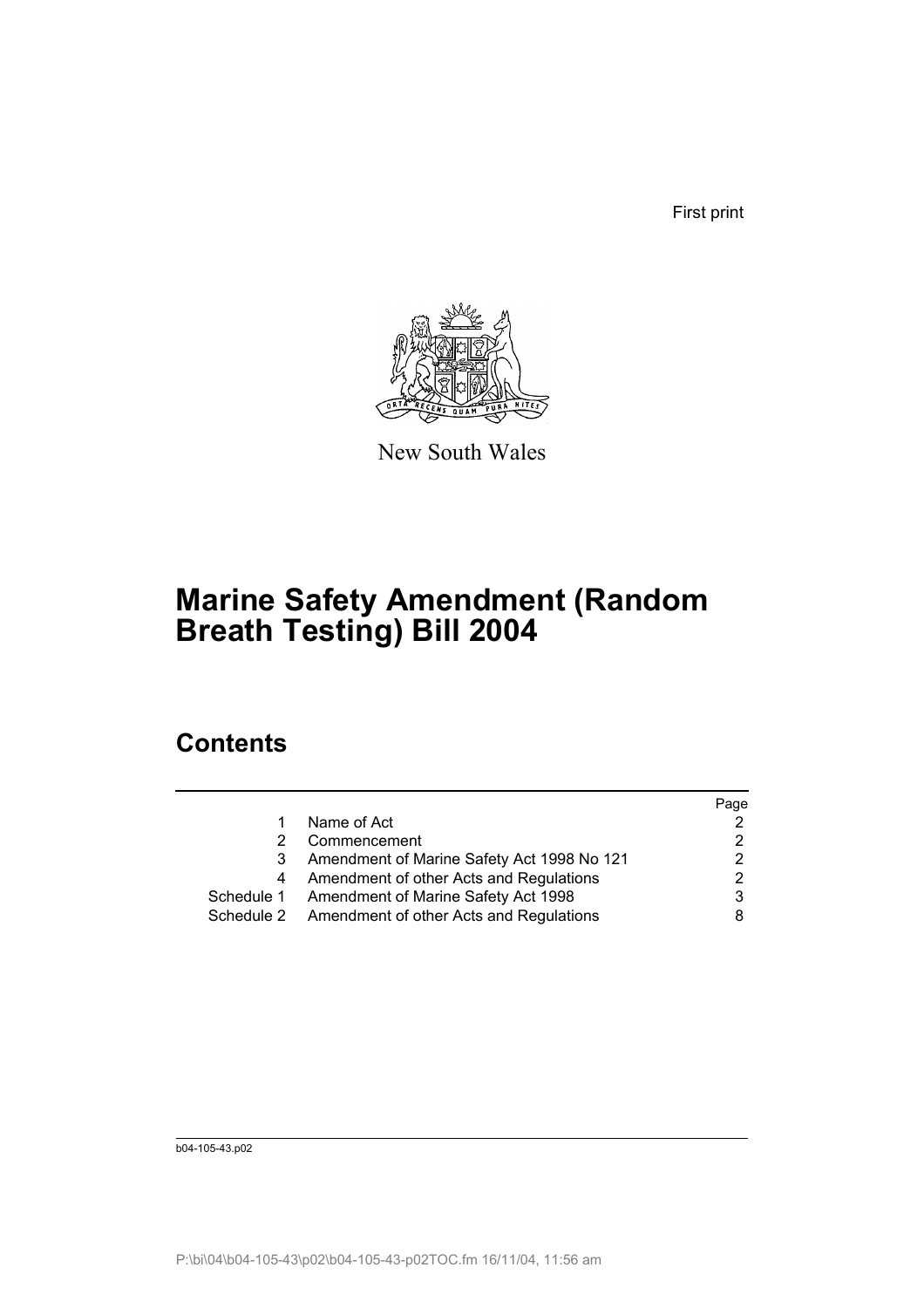First print

New South Wales

# Marine Safety Amendment (Random Breath Testing) Bill 2004

## Contents

| | | Page |
|---|---|---|
| 1 | Name of Act | 2 |
| 2 | Commencement | 2 |
| 3 | Amendment of Marine Safety Act 1998 No 121 | 2 |
| 4 | Amendment of other Acts and Regulations | 2 |
| Schedule 1 | Amendment of Marine Safety Act 1998 | 3 |
| Schedule 2 | Amendment of other Acts and Regulations | 8 |

b04-105-43.p02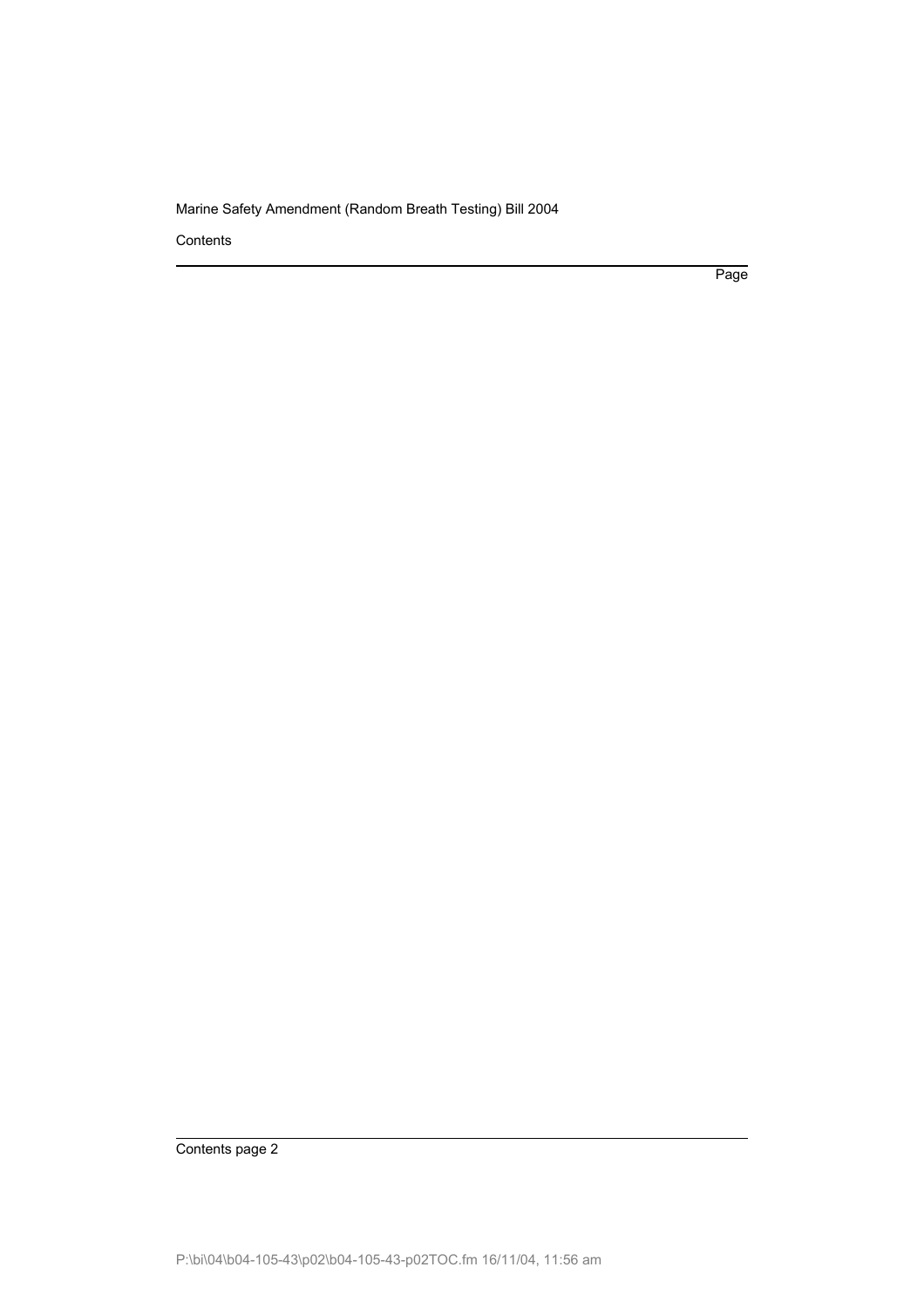Contents

Page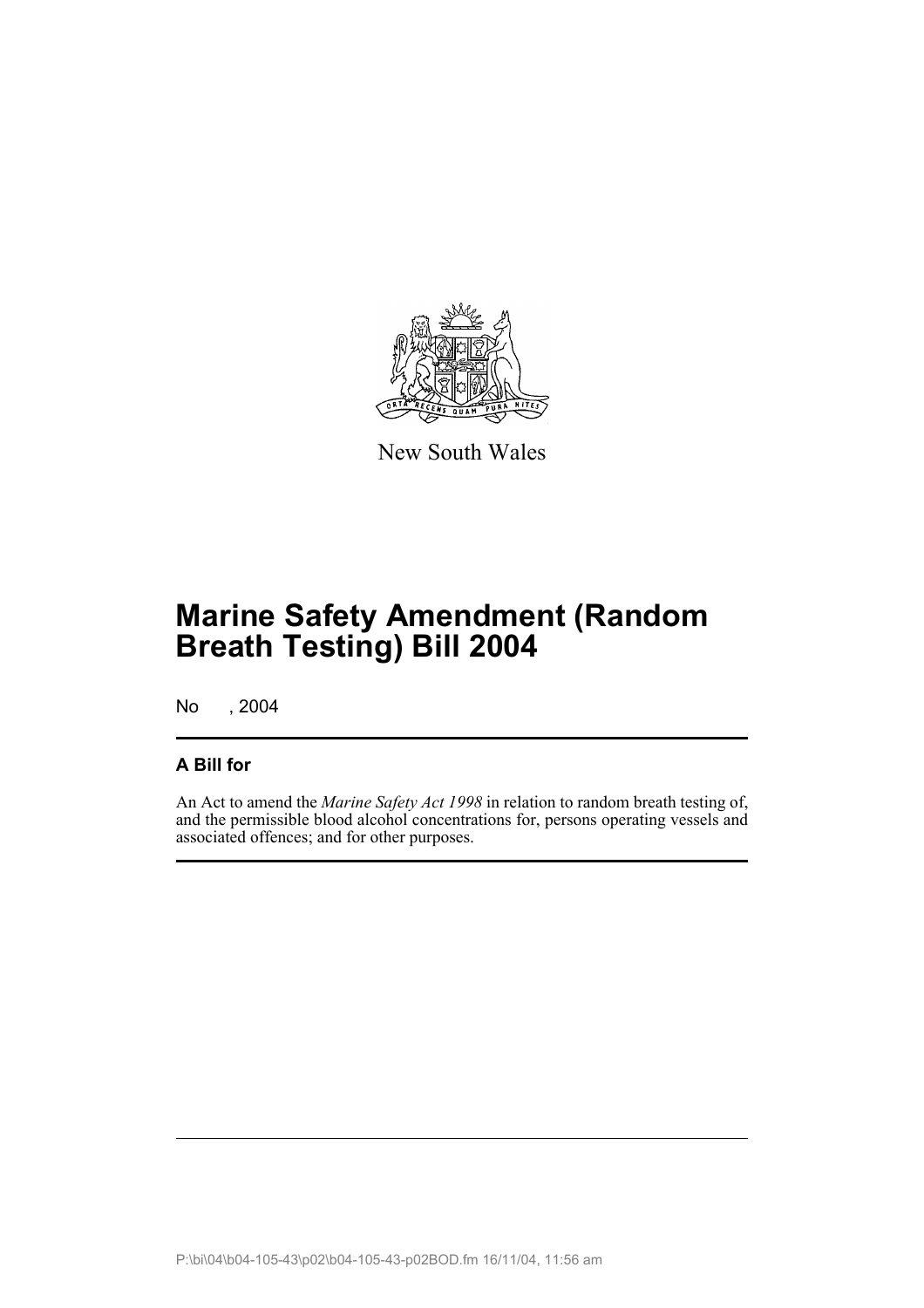New South Wales

# Marine Safety Amendment (Random Breath Testing) Bill 2004

No , 2004

### A Bill for

An Act to amend the *Marine Safety Act 1998* in relation to random breath testing of, and the permissible blood alcohol concentrations for, persons operating vessels and associated offences; and for other purposes.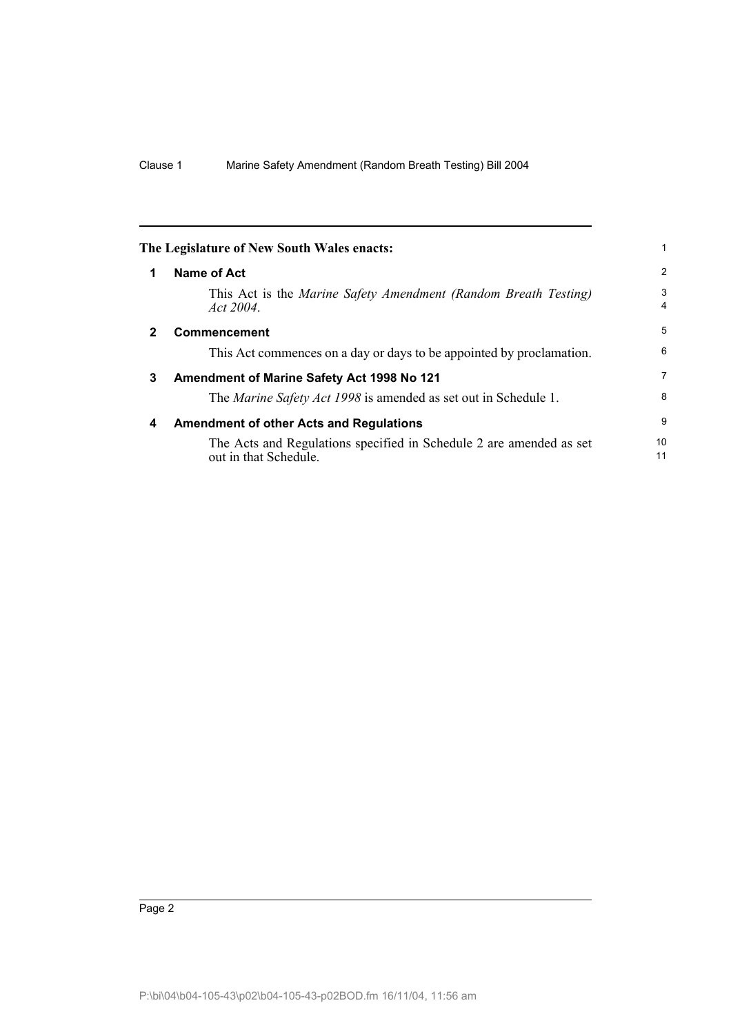The Legislature of New South Wales enacts:

## 1 Name of Act

This Act is the *Marine Safety Amendment (Random Breath Testing) Act 2004*.

## 2 Commencement

This Act commences on a day or days to be appointed by proclamation.

## 3 Amendment of Marine Safety Act 1998 No 121

The *Marine Safety Act 1998* is amended as set out in Schedule 1.

## 4 Amendment of other Acts and Regulations

The Acts and Regulations specified in Schedule 2 are amended as set out in that Schedule.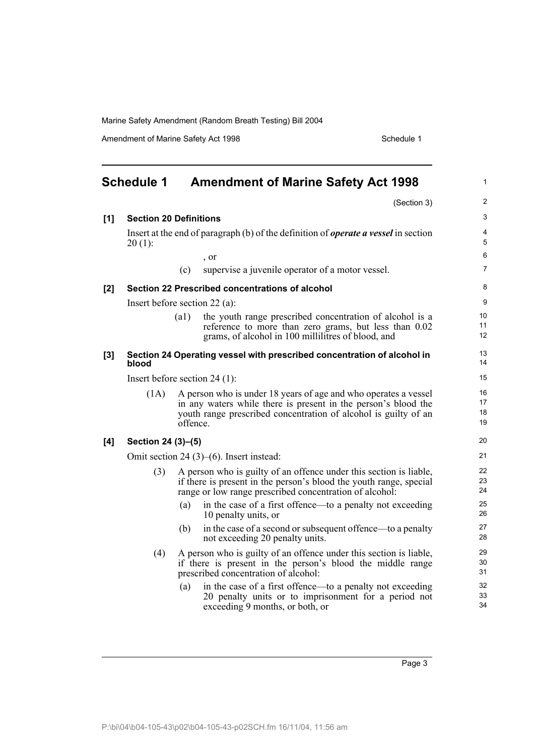## Schedule 1 Amendment of Marine Safety Act 1998

(Section 3)

**[1] Section 20 Definitions**

Insert at the end of paragraph (b) of the definition of ***operate a vessel*** in section 20 (1):

, or

(c) supervise a juvenile operator of a motor vessel.

**[2] Section 22 Prescribed concentrations of alcohol**

Insert before section 22 (a):

(a1) the youth range prescribed concentration of alcohol is a reference to more than zero grams, but less than 0.02 grams, of alcohol in 100 millilitres of blood, and

**[3] Section 24 Operating vessel with prescribed concentration of alcohol in blood**

Insert before section 24 (1):

(1A) A person who is under 18 years of age and who operates a vessel in any waters while there is present in the person's blood the youth range prescribed concentration of alcohol is guilty of an offence.

**[4] Section 24 (3)–(5)**

Omit section 24 (3)–(6). Insert instead:

(3) A person who is guilty of an offence under this section is liable, if there is present in the person's blood the youth range, special range or low range prescribed concentration of alcohol:

(a) in the case of a first offence—to a penalty not exceeding 10 penalty units, or

(b) in the case of a second or subsequent offence—to a penalty not exceeding 20 penalty units.

(4) A person who is guilty of an offence under this section is liable, if there is present in the person's blood the middle range prescribed concentration of alcohol:

(a) in the case of a first offence—to a penalty not exceeding 20 penalty units or to imprisonment for a period not exceeding 9 months, or both, or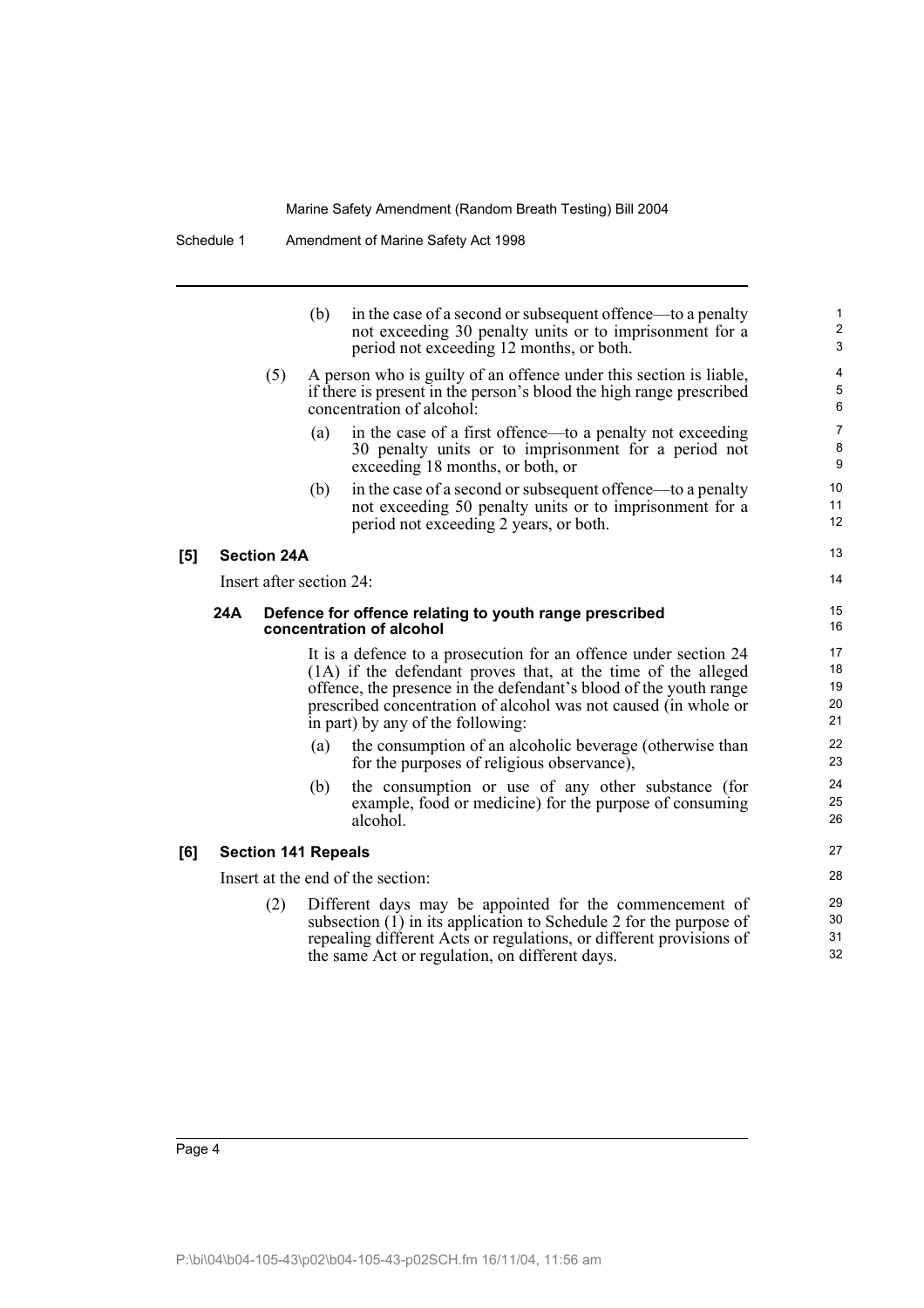(b) in the case of a second or subsequent offence—to a penalty not exceeding 30 penalty units or to imprisonment for a period not exceeding 12 months, or both.

(5) A person who is guilty of an offence under this section is liable, if there is present in the person's blood the high range prescribed concentration of alcohol:

(a) in the case of a first offence—to a penalty not exceeding 30 penalty units or to imprisonment for a period not exceeding 18 months, or both, or

(b) in the case of a second or subsequent offence—to a penalty not exceeding 50 penalty units or to imprisonment for a period not exceeding 2 years, or both.

**[5] Section 24A**

Insert after section 24:

**24A Defence for offence relating to youth range prescribed concentration of alcohol**

It is a defence to a prosecution for an offence under section 24 (1A) if the defendant proves that, at the time of the alleged offence, the presence in the defendant's blood of the youth range prescribed concentration of alcohol was not caused (in whole or in part) by any of the following:

(a) the consumption of an alcoholic beverage (otherwise than for the purposes of religious observance),

(b) the consumption or use of any other substance (for example, food or medicine) for the purpose of consuming alcohol.

**[6] Section 141 Repeals**

Insert at the end of the section:

(2) Different days may be appointed for the commencement of subsection (1) in its application to Schedule 2 for the purpose of repealing different Acts or regulations, or different provisions of the same Act or regulation, on different days.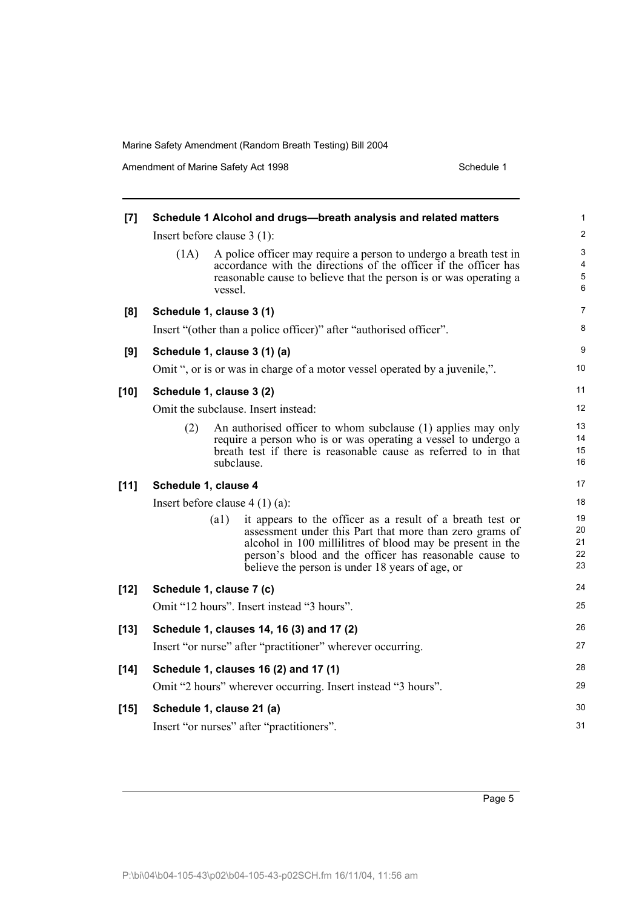**[7] Schedule 1 Alcohol and drugs—breath analysis and related matters**

Insert before clause 3 (1):

(1A) A police officer may require a person to undergo a breath test in accordance with the directions of the officer if the officer has reasonable cause to believe that the person is or was operating a vessel.

**[8] Schedule 1, clause 3 (1)**

Insert "(other than a police officer)" after "authorised officer".

**[9] Schedule 1, clause 3 (1) (a)**

Omit ", or is or was in charge of a motor vessel operated by a juvenile,".

**[10] Schedule 1, clause 3 (2)**

Omit the subclause. Insert instead:

(2) An authorised officer to whom subclause (1) applies may only require a person who is or was operating a vessel to undergo a breath test if there is reasonable cause as referred to in that subclause.

**[11] Schedule 1, clause 4**

Insert before clause 4 (1) (a):

(a1) it appears to the officer as a result of a breath test or assessment under this Part that more than zero grams of alcohol in 100 millilitres of blood may be present in the person's blood and the officer has reasonable cause to believe the person is under 18 years of age, or

**[12] Schedule 1, clause 7 (c)**

Omit "12 hours". Insert instead "3 hours".

**[13] Schedule 1, clauses 14, 16 (3) and 17 (2)**

Insert "or nurse" after "practitioner" wherever occurring.

**[14] Schedule 1, clauses 16 (2) and 17 (1)**

Omit "2 hours" wherever occurring. Insert instead "3 hours".

**[15] Schedule 1, clause 21 (a)**

Insert "or nurses" after "practitioners".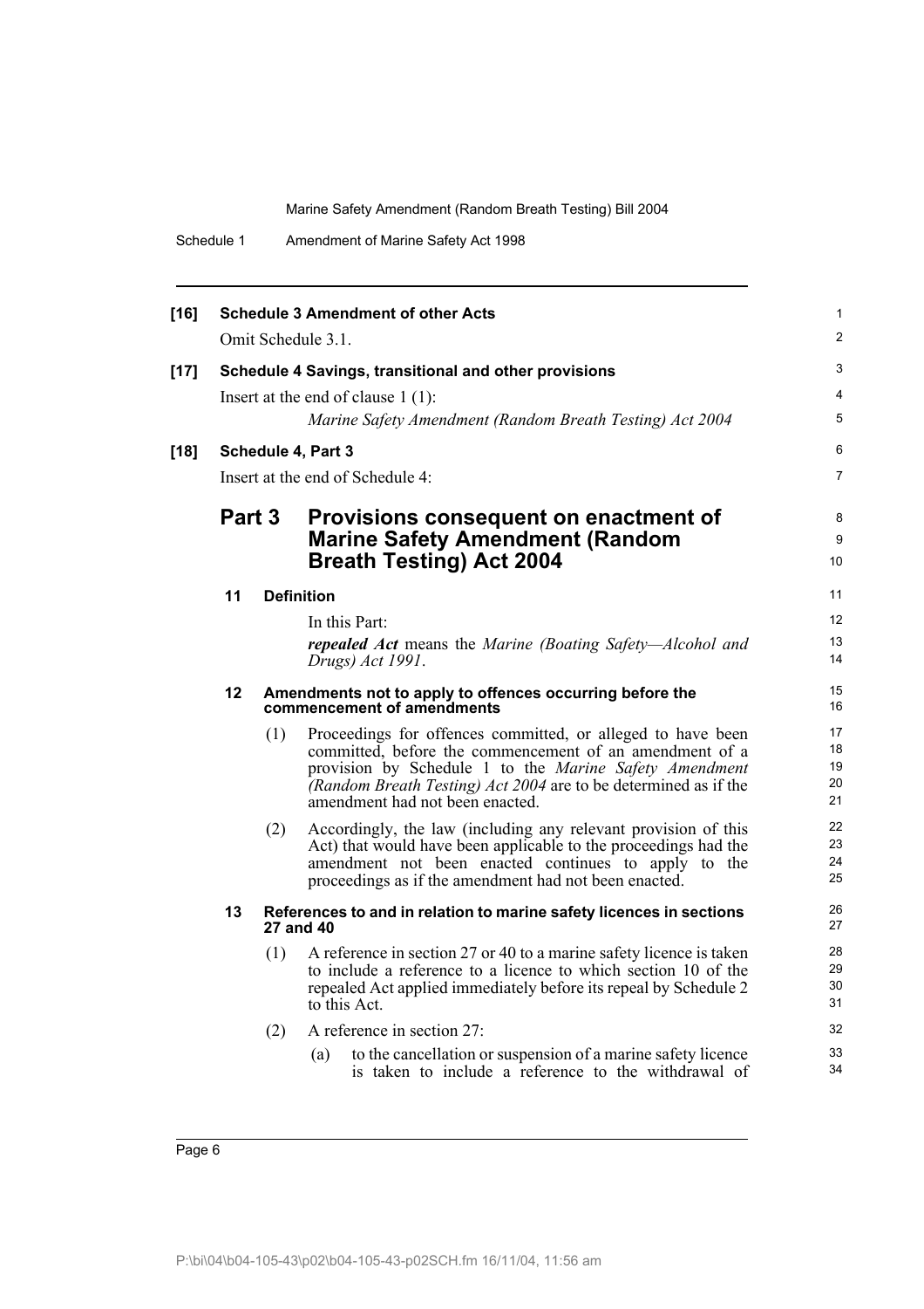**[16] Schedule 3 Amendment of other Acts**

Omit Schedule 3.1.

**[17] Schedule 4 Savings, transitional and other provisions**

Insert at the end of clause 1 (1):

*Marine Safety Amendment (Random Breath Testing) Act 2004*

**[18] Schedule 4, Part 3**

Insert at the end of Schedule 4:

## Part 3 Provisions consequent on enactment of Marine Safety Amendment (Random Breath Testing) Act 2004

### 11 Definition

In this Part:

***repealed Act*** means the *Marine (Boating Safety—Alcohol and Drugs) Act 1991*.

### 12 Amendments not to apply to offences occurring before the commencement of amendments

(1) Proceedings for offences committed, or alleged to have been committed, before the commencement of an amendment of a provision by Schedule 1 to the *Marine Safety Amendment (Random Breath Testing) Act 2004* are to be determined as if the amendment had not been enacted.

(2) Accordingly, the law (including any relevant provision of this Act) that would have been applicable to the proceedings had the amendment not been enacted continues to apply to the proceedings as if the amendment had not been enacted.

### 13 References to and in relation to marine safety licences in sections 27 and 40

(1) A reference in section 27 or 40 to a marine safety licence is taken to include a reference to a licence to which section 10 of the repealed Act applied immediately before its repeal by Schedule 2 to this Act.

(2) A reference in section 27:

(a) to the cancellation or suspension of a marine safety licence is taken to include a reference to the withdrawal of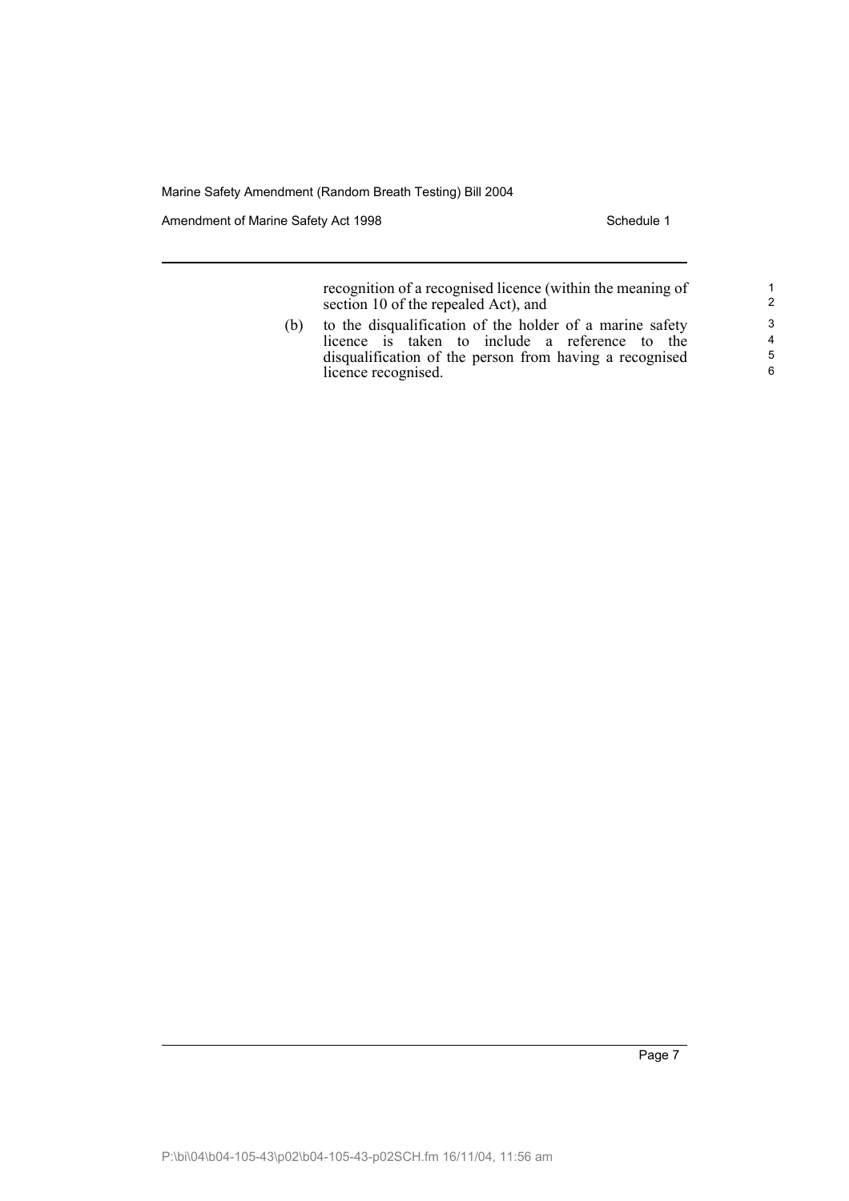recognition of a recognised licence (within the meaning of section 10 of the repealed Act), and

(b) to the disqualification of the holder of a marine safety licence is taken to include a reference to the disqualification of the person from having a recognised licence recognised.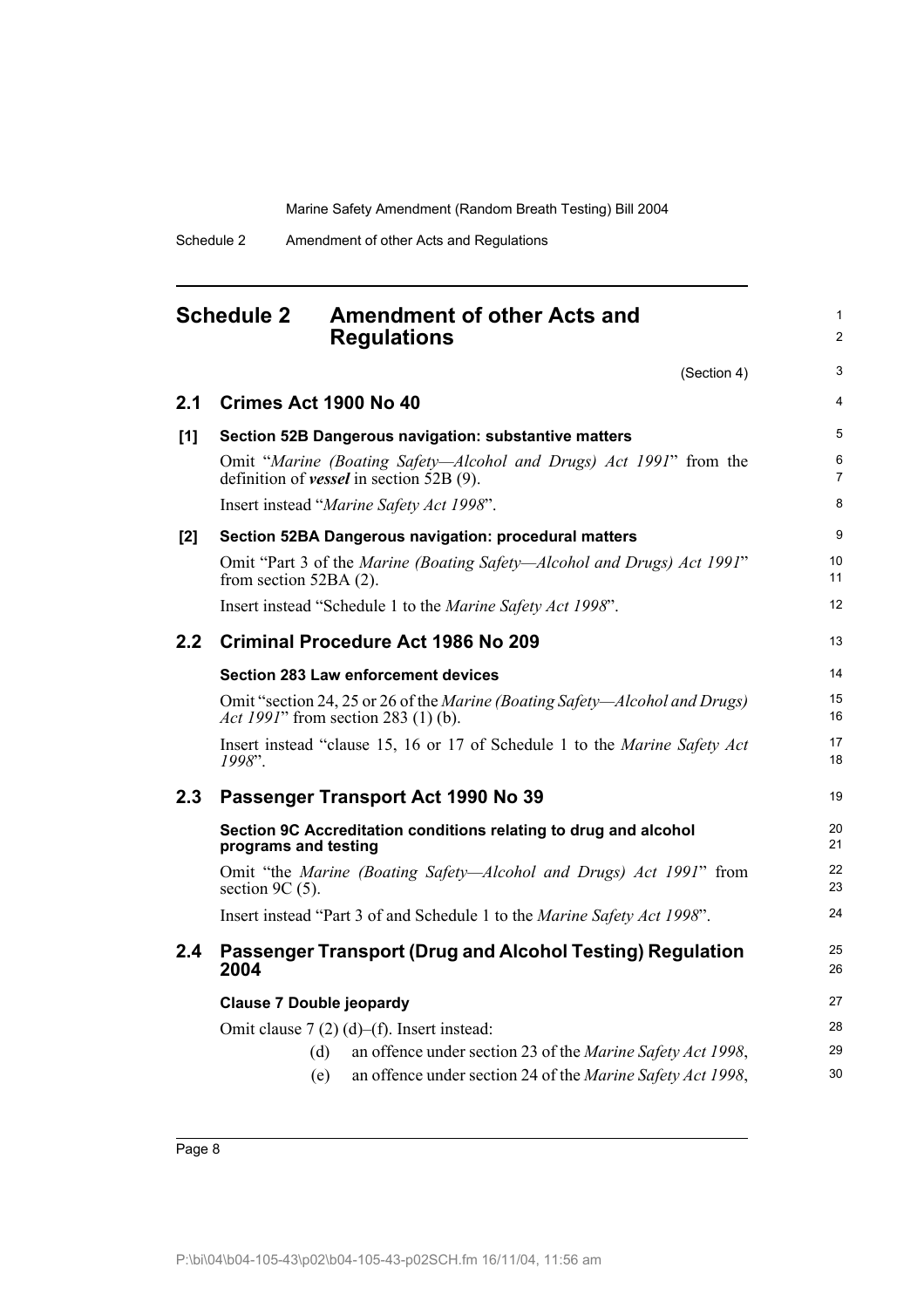## Schedule 2 Amendment of other Acts and Regulations

(Section 4)

### 2.1 Crimes Act 1900 No 40

**[1] Section 52B Dangerous navigation: substantive matters**

Omit "*Marine (Boating Safety—Alcohol and Drugs) Act 1991*" from the definition of ***vessel*** in section 52B (9).

Insert instead "*Marine Safety Act 1998*".

**[2] Section 52BA Dangerous navigation: procedural matters**

Omit "Part 3 of the *Marine (Boating Safety—Alcohol and Drugs) Act 1991*" from section 52BA (2).

Insert instead "Schedule 1 to the *Marine Safety Act 1998*".

### 2.2 Criminal Procedure Act 1986 No 209

**Section 283 Law enforcement devices**

Omit "section 24, 25 or 26 of the *Marine (Boating Safety—Alcohol and Drugs) Act 1991*" from section 283 (1) (b).

Insert instead "clause 15, 16 or 17 of Schedule 1 to the *Marine Safety Act 1998*".

### 2.3 Passenger Transport Act 1990 No 39

**Section 9C Accreditation conditions relating to drug and alcohol programs and testing**

Omit "the *Marine (Boating Safety—Alcohol and Drugs) Act 1991*" from section 9C (5).

Insert instead "Part 3 of and Schedule 1 to the *Marine Safety Act 1998*".

### 2.4 Passenger Transport (Drug and Alcohol Testing) Regulation 2004

**Clause 7 Double jeopardy**

Omit clause 7 (2) (d)–(f). Insert instead:

(d) an offence under section 23 of the *Marine Safety Act 1998*,

(e) an offence under section 24 of the *Marine Safety Act 1998*,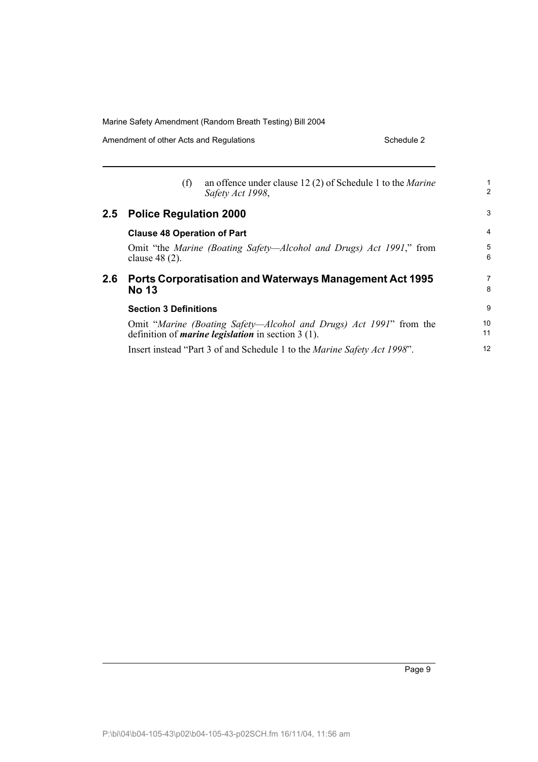(f) an offence under clause 12 (2) of Schedule 1 to the *Marine Safety Act 1998*,

## 2.5 Police Regulation 2000

**Clause 48 Operation of Part**

Omit "the *Marine (Boating Safety—Alcohol and Drugs) Act 1991*," from clause 48 (2).

## 2.6 Ports Corporatisation and Waterways Management Act 1995 No 13

**Section 3 Definitions**

Omit "*Marine (Boating Safety—Alcohol and Drugs) Act 1991*" from the definition of ***marine legislation*** in section 3 (1).

Insert instead "Part 3 of and Schedule 1 to the *Marine Safety Act 1998*".